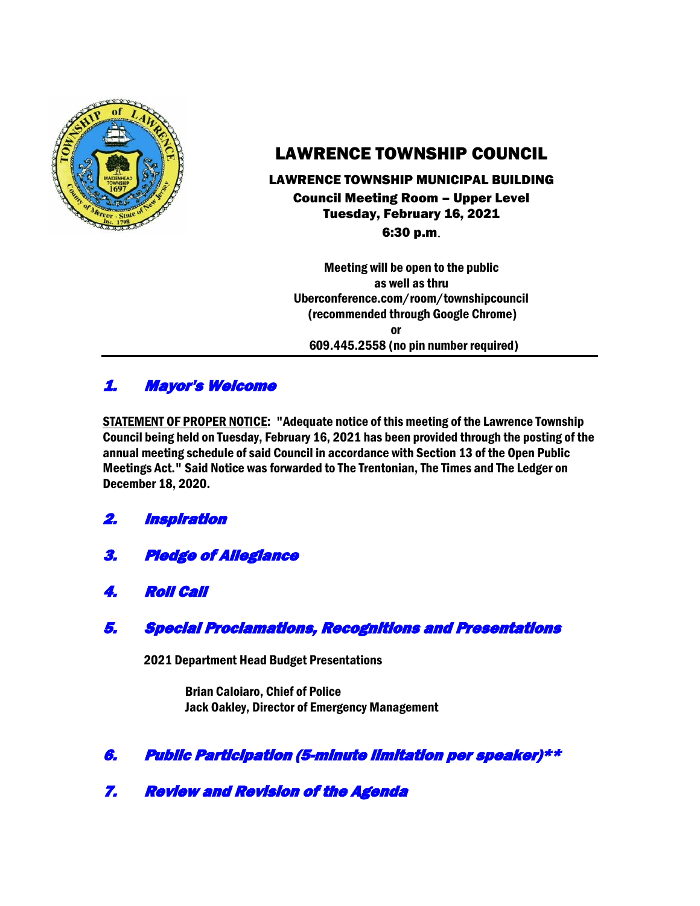# LAWRENCE TOWNSHIP COUNCIL

**LAWRENCE TOWNSHIP MUNICIPAL BUILDING**
**Council Meeting Room – Upper Level**
**Tuesday, February 16, 2021**
**6:30 p.m.**

**Meeting will be open to the public**
**as well as thru**
**Uberconference.com/room/townshipcouncil**
**(recommended through Google Chrome)**
**or**
**609.445.2558 (no pin number required)**

---

## 1. Mayor's Welcome

**STATEMENT OF PROPER NOTICE: "Adequate notice of this meeting of the Lawrence Township Council being held on Tuesday, February 16, 2021 has been provided through the posting of the annual meeting schedule of said Council in accordance with Section 13 of the Open Public Meetings Act." Said Notice was forwarded to The Trentonian, The Times and The Ledger on December 18, 2020.**

## 2. Inspiration

## 3. Pledge of Allegiance

## 4. Roll Call

## 5. Special Proclamations, Recognitions and Presentations

**2021 Department Head Budget Presentations**

**Brian Caloiaro, Chief of Police**
**Jack Oakley, Director of Emergency Management**

## 6. Public Participation (5-minute limitation per speaker)**

## 7. Review and Revision of the Agenda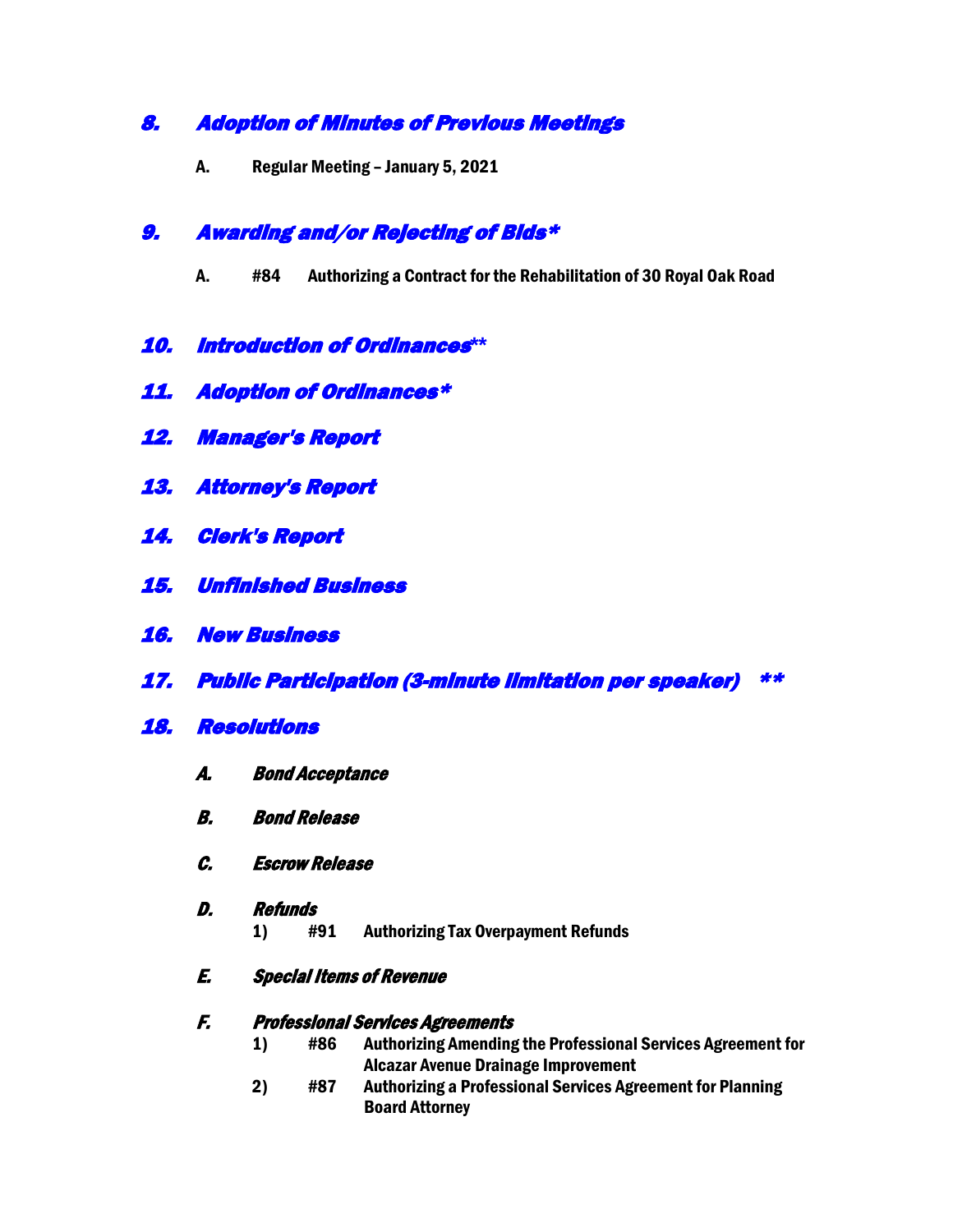## *8. Adoption of Minutes of Previous Meetings*

**A. Regular Meeting – January 5, 2021**

## *9. Awarding and/or Rejecting of Bids**

**A. #84 Authorizing a Contract for the Rehabilitation of 30 Royal Oak Road**

## *10. Introduction of Ordinances***

## *11. Adoption of Ordinances**

## *12. Manager's Report*

## *13. Attorney's Report*

## *14. Clerk's Report*

## *15. Unfinished Business*

## *16. New Business*

## *17. Public Participation (3-minute limitation per speaker) ***

## *18. Resolutions*

### *A. Bond Acceptance*

### *B. Bond Release*

### *C. Escrow Release*

### *D. Refunds*

1) **#91 Authorizing Tax Overpayment Refunds**

### *E. Special Items of Revenue*

### *F. Professional Services Agreements*

1) **#86 Authorizing Amending the Professional Services Agreement for Alcazar Avenue Drainage Improvement**
2) **#87 Authorizing a Professional Services Agreement for Planning Board Attorney**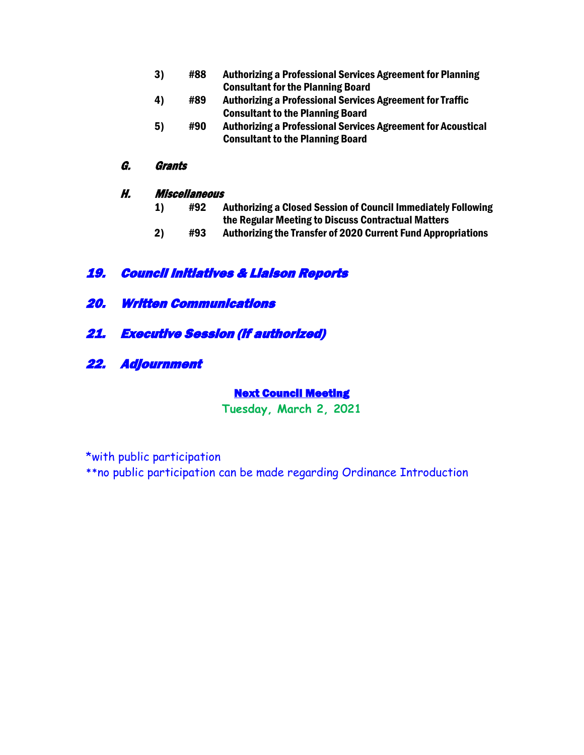3) #88 **Authorizing a Professional Services Agreement for Planning Consultant for the Planning Board**

4) #89 **Authorizing a Professional Services Agreement for Traffic Consultant to the Planning Board**

5) #90 **Authorizing a Professional Services Agreement for Acoustical Consultant to the Planning Board**

### *G. Grants*

### *H. Miscellaneous*

1) #92 **Authorizing a Closed Session of Council Immediately Following the Regular Meeting to Discuss Contractual Matters**

2) #93 **Authorizing the Transfer of 2020 Current Fund Appropriations**

## *19. Council Initiatives & Liaison Reports*

## *20. Written Communications*

## *21. Executive Session (if authorized)*

## *22. Adjournment*

**Next Council Meeting**

Tuesday, March 2, 2021

*with public participation

**no public participation can be made regarding Ordinance Introduction